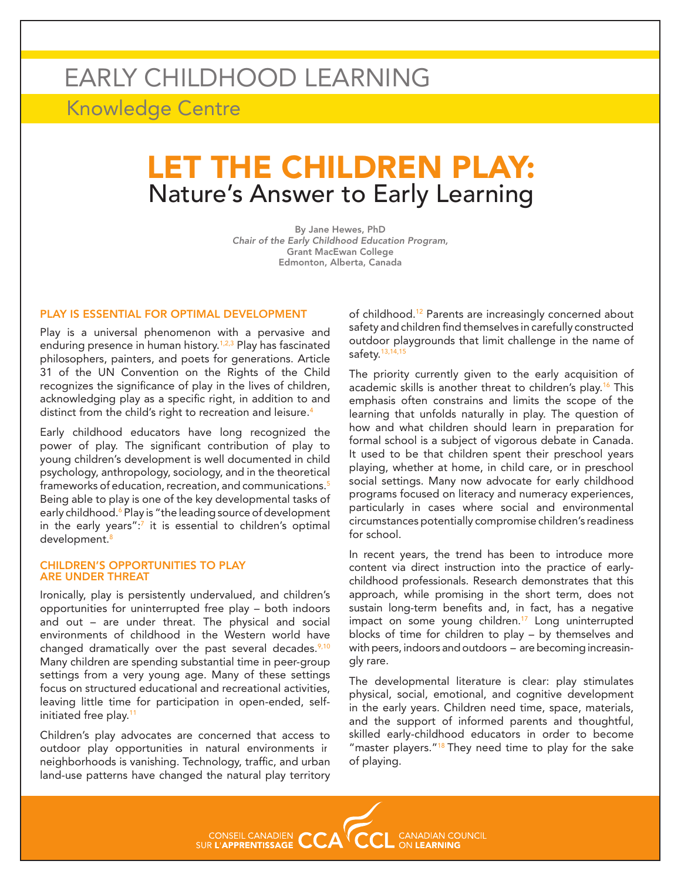EARLY CHILDHOOD LEARNING

Knowledge Centre

# LET THE CHILDREN PLAY: Nature's Answer to Early Learning

By Jane Hewes, PhD
*Chair of the Early Childhood Education Program,*
Grant MacEwan College
Edmonton, Alberta, Canada

## PLAY IS ESSENTIAL FOR OPTIMAL DEVELOPMENT

Play is a universal phenomenon with a pervasive and enduring presence in human history.[1,2,3] Play has fascinated philosophers, painters, and poets for generations. Article 31 of the UN Convention on the Rights of the Child recognizes the significance of play in the lives of children, acknowledging play as a specific right, in addition to and distinct from the child's right to recreation and leisure.[4]

Early childhood educators have long recognized the power of play. The significant contribution of play to young children's development is well documented in child psychology, anthropology, sociology, and in the theoretical frameworks of education, recreation, and communications.[5] Being able to play is one of the key developmental tasks of early childhood.[6] Play is "the leading source of development in the early years":[7] it is essential to children's optimal development.[8]

## CHILDREN'S OPPORTUNITIES TO PLAY ARE UNDER THREAT

Ironically, play is persistently undervalued, and children's opportunities for uninterrupted free play – both indoors and out – are under threat. The physical and social environments of childhood in the Western world have changed dramatically over the past several decades.[9,10] Many children are spending substantial time in peer-group settings from a very young age. Many of these settings focus on structured educational and recreational activities, leaving little time for participation in open-ended, self-initiated free play.[11]

Children's play advocates are concerned that access to outdoor play opportunities in natural environments in neighborhoods is vanishing. Technology, traffic, and urban land-use patterns have changed the natural play territory of childhood.[12] Parents are increasingly concerned about safety and children find themselves in carefully constructed outdoor playgrounds that limit challenge in the name of safety.[13,14,15]

The priority currently given to the early acquisition of academic skills is another threat to children's play.[16] This emphasis often constrains and limits the scope of the learning that unfolds naturally in play. The question of how and what children should learn in preparation for formal school is a subject of vigorous debate in Canada. It used to be that children spent their preschool years playing, whether at home, in child care, or in preschool social settings. Many now advocate for early childhood programs focused on literacy and numeracy experiences, particularly in cases where social and environmental circumstances potentially compromise children's readiness for school.

In recent years, the trend has been to introduce more content via direct instruction into the practice of early-childhood professionals. Research demonstrates that this approach, while promising in the short term, does not sustain long-term benefits and, in fact, has a negative impact on some young children.[17] Long uninterrupted blocks of time for children to play – by themselves and with peers, indoors and outdoors – are becoming increasingly rare.

The developmental literature is clear: play stimulates physical, social, emotional, and cognitive development in the early years. Children need time, space, materials, and the support of informed parents and thoughtful, skilled early-childhood educators in order to become "master players."[18] They need time to play for the sake of playing.

CONSEIL CANADIEN SUR L'APPRENTISSAGE CCA CCL CANADIAN COUNCIL ON LEARNING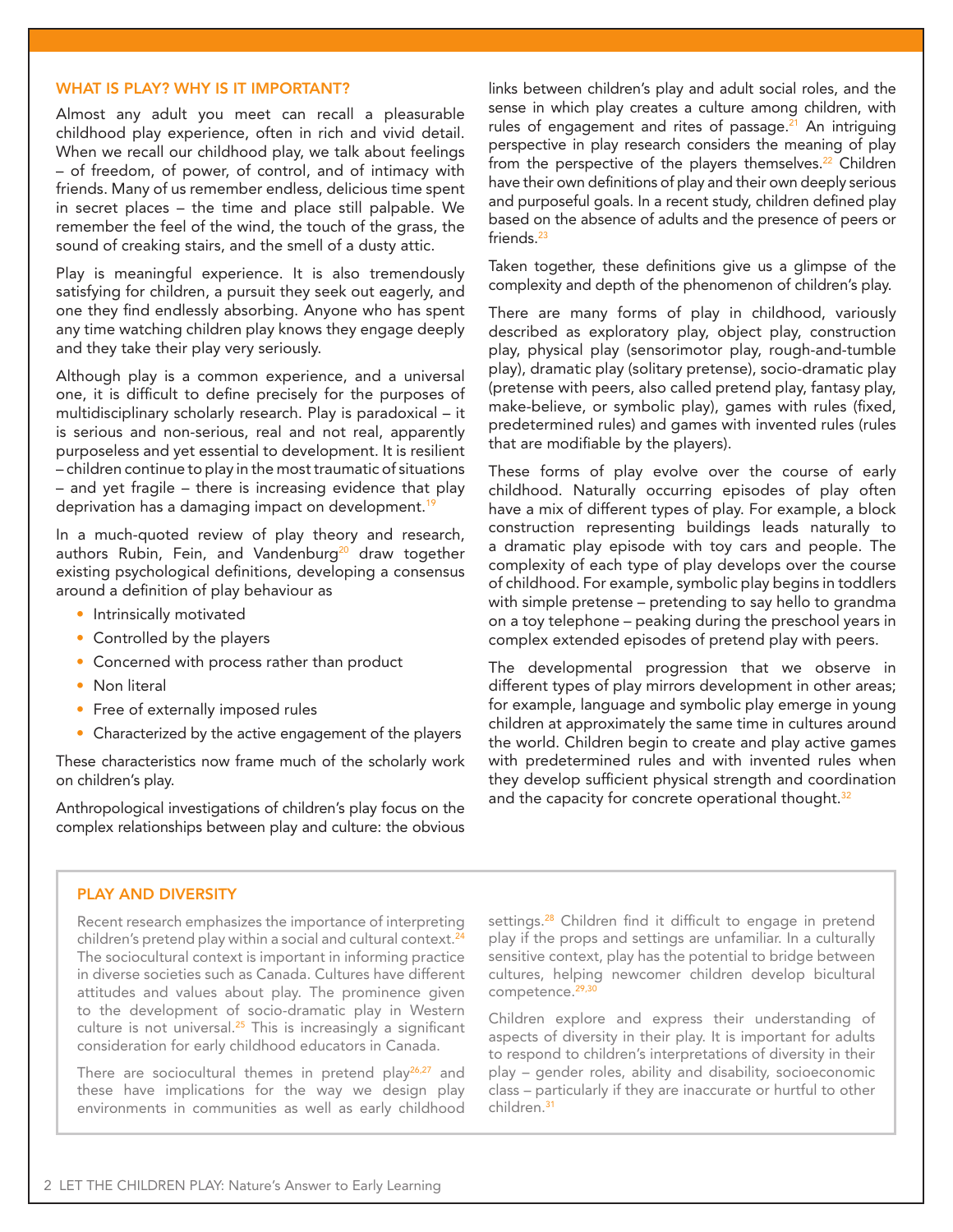## WHAT IS PLAY? WHY IS IT IMPORTANT?

Almost any adult you meet can recall a pleasurable childhood play experience, often in rich and vivid detail. When we recall our childhood play, we talk about feelings – of freedom, of power, of control, and of intimacy with friends. Many of us remember endless, delicious time spent in secret places – the time and place still palpable. We remember the feel of the wind, the touch of the grass, the sound of creaking stairs, and the smell of a dusty attic.

Play is meaningful experience. It is also tremendously satisfying for children, a pursuit they seek out eagerly, and one they find endlessly absorbing. Anyone who has spent any time watching children play knows they engage deeply and they take their play very seriously.

Although play is a common experience, and a universal one, it is difficult to define precisely for the purposes of multidisciplinary scholarly research. Play is paradoxical – it is serious and non-serious, real and not real, apparently purposeless and yet essential to development. It is resilient – children continue to play in the most traumatic of situations – and yet fragile – there is increasing evidence that play deprivation has a damaging impact on development.[19]

In a much-quoted review of play theory and research, authors Rubin, Fein, and Vandenburg[20] draw together existing psychological definitions, developing a consensus around a definition of play behaviour as

- Intrinsically motivated
- Controlled by the players
- Concerned with process rather than product
- Non literal
- Free of externally imposed rules
- Characterized by the active engagement of the players

These characteristics now frame much of the scholarly work on children's play.

Anthropological investigations of children's play focus on the complex relationships between play and culture: the obvious links between children's play and adult social roles, and the sense in which play creates a culture among children, with rules of engagement and rites of passage.[21] An intriguing perspective in play research considers the meaning of play from the perspective of the players themselves.[22] Children have their own definitions of play and their own deeply serious and purposeful goals. In a recent study, children defined play based on the absence of adults and the presence of peers or friends.[23]

Taken together, these definitions give us a glimpse of the complexity and depth of the phenomenon of children's play.

There are many forms of play in childhood, variously described as exploratory play, object play, construction play, physical play (sensorimotor play, rough-and-tumble play), dramatic play (solitary pretense), socio-dramatic play (pretense with peers, also called pretend play, fantasy play, make-believe, or symbolic play), games with rules (fixed, predetermined rules) and games with invented rules (rules that are modifiable by the players).

These forms of play evolve over the course of early childhood. Naturally occurring episodes of play often have a mix of different types of play. For example, a block construction representing buildings leads naturally to a dramatic play episode with toy cars and people. The complexity of each type of play develops over the course of childhood. For example, symbolic play begins in toddlers with simple pretense – pretending to say hello to grandma on a toy telephone – peaking during the preschool years in complex extended episodes of pretend play with peers.

The developmental progression that we observe in different types of play mirrors development in other areas; for example, language and symbolic play emerge in young children at approximately the same time in cultures around the world. Children begin to create and play active games with predetermined rules and with invented rules when they develop sufficient physical strength and coordination and the capacity for concrete operational thought.[32]

### PLAY AND DIVERSITY

Recent research emphasizes the importance of interpreting children's pretend play within a social and cultural context.[24] The sociocultural context is important in informing practice in diverse societies such as Canada. Cultures have different attitudes and values about play. The prominence given to the development of socio-dramatic play in Western culture is not universal.[25] This is increasingly a significant consideration for early childhood educators in Canada.

There are sociocultural themes in pretend play[26,27] and these have implications for the way we design play environments in communities as well as early childhood settings.[28] Children find it difficult to engage in pretend play if the props and settings are unfamiliar. In a culturally sensitive context, play has the potential to bridge between cultures, helping newcomer children develop bicultural competence.[29,30]

Children explore and express their understanding of aspects of diversity in their play. It is important for adults to respond to children's interpretations of diversity in their play – gender roles, ability and disability, socioeconomic class – particularly if they are inaccurate or hurtful to other children.[31]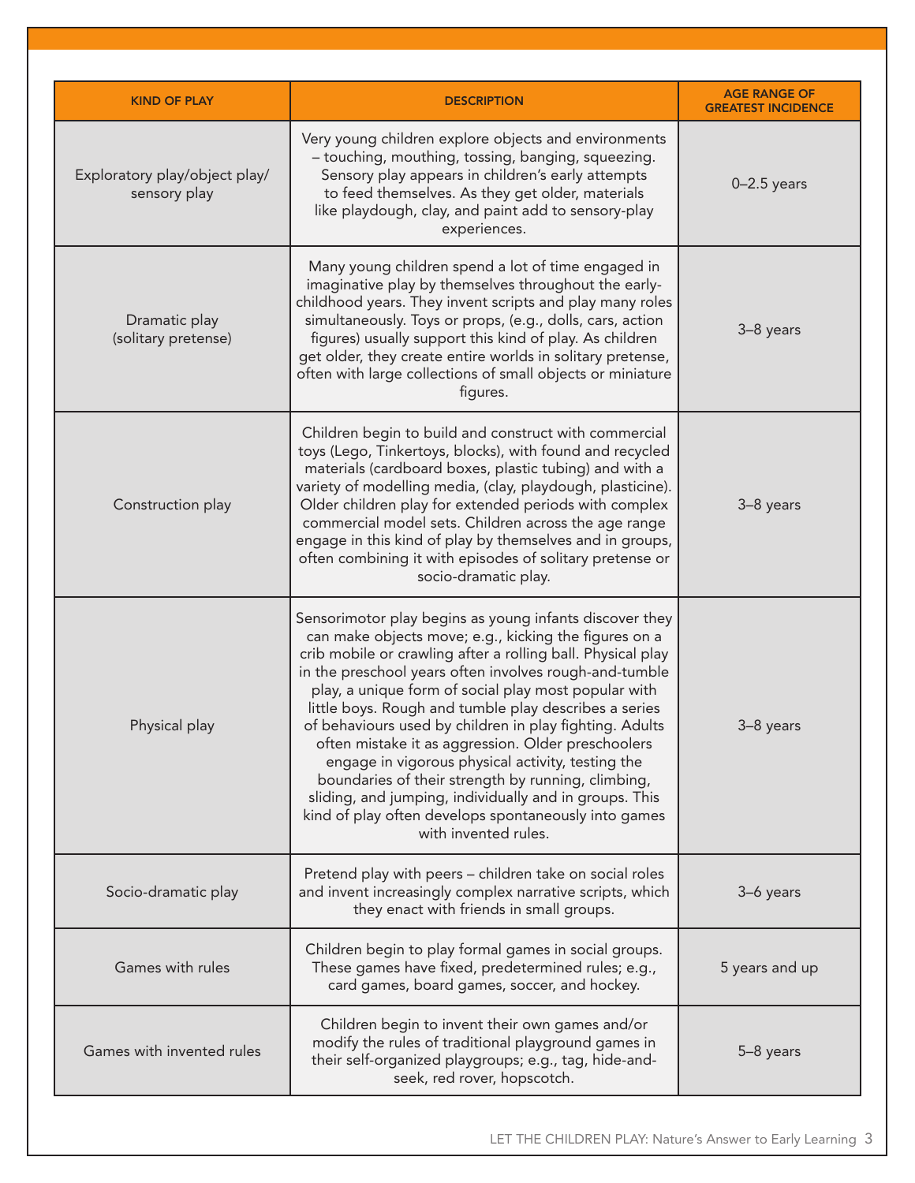| KIND OF PLAY | DESCRIPTION | AGE RANGE OF GREATEST INCIDENCE |
|---|---|---|
| Exploratory play/object play/ sensory play | Very young children explore objects and environments – touching, mouthing, tossing, banging, squeezing. Sensory play appears in children's early attempts to feed themselves. As they get older, materials like playdough, clay, and paint add to sensory-play experiences. | 0–2.5 years |
| Dramatic play (solitary pretense) | Many young children spend a lot of time engaged in imaginative play by themselves throughout the early-childhood years. They invent scripts and play many roles simultaneously. Toys or props, (e.g., dolls, cars, action figures) usually support this kind of play. As children get older, they create entire worlds in solitary pretense, often with large collections of small objects or miniature figures. | 3–8 years |
| Construction play | Children begin to build and construct with commercial toys (Lego, Tinkertoys, blocks), with found and recycled materials (cardboard boxes, plastic tubing) and with a variety of modelling media, (clay, playdough, plasticine). Older children play for extended periods with complex commercial model sets. Children across the age range engage in this kind of play by themselves and in groups, often combining it with episodes of solitary pretense or socio-dramatic play. | 3–8 years |
| Physical play | Sensorimotor play begins as young infants discover they can make objects move; e.g., kicking the figures on a crib mobile or crawling after a rolling ball. Physical play in the preschool years often involves rough-and-tumble play, a unique form of social play most popular with little boys. Rough and tumble play describes a series of behaviours used by children in play fighting. Adults often mistake it as aggression. Older preschoolers engage in vigorous physical activity, testing the boundaries of their strength by running, climbing, sliding, and jumping, individually and in groups. This kind of play often develops spontaneously into games with invented rules. | 3–8 years |
| Socio-dramatic play | Pretend play with peers – children take on social roles and invent increasingly complex narrative scripts, which they enact with friends in small groups. | 3–6 years |
| Games with rules | Children begin to play formal games in social groups. These games have fixed, predetermined rules; e.g., card games, board games, soccer, and hockey. | 5 years and up |
| Games with invented rules | Children begin to invent their own games and/or modify the rules of traditional playground games in their self-organized playgroups; e.g., tag, hide-and-seek, red rover, hopscotch. | 5–8 years |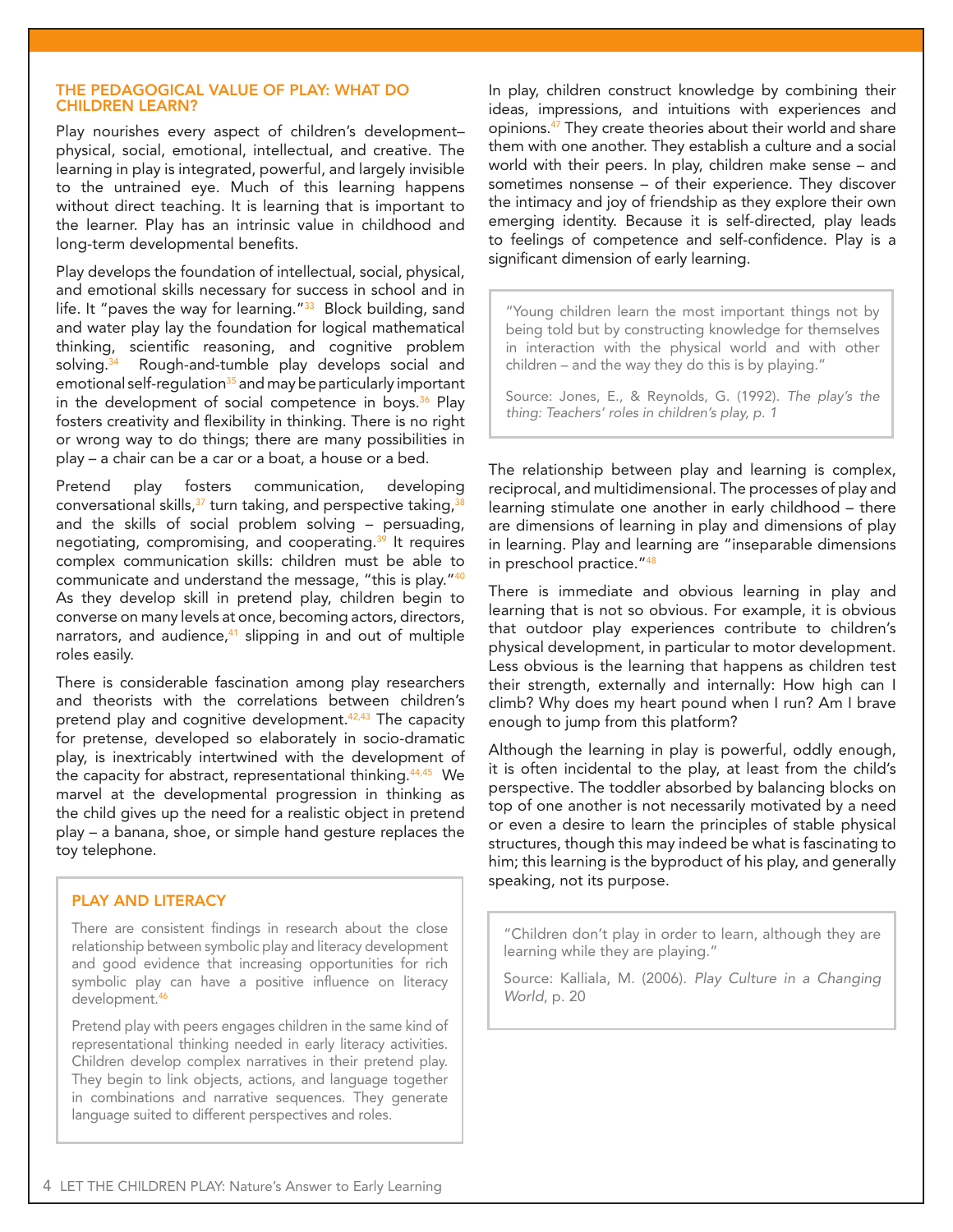## THE PEDAGOGICAL VALUE OF PLAY: WHAT DO CHILDREN LEARN?

Play nourishes every aspect of children's development–physical, social, emotional, intellectual, and creative. The learning in play is integrated, powerful, and largely invisible to the untrained eye. Much of this learning happens without direct teaching. It is learning that is important to the learner. Play has an intrinsic value in childhood and long-term developmental benefits.

Play develops the foundation of intellectual, social, physical, and emotional skills necessary for success in school and in life. It "paves the way for learning."[33] Block building, sand and water play lay the foundation for logical mathematical thinking, scientific reasoning, and cognitive problem solving.[34] Rough-and-tumble play develops social and emotional self-regulation[35] and may be particularly important in the development of social competence in boys.[36] Play fosters creativity and flexibility in thinking. There is no right or wrong way to do things; there are many possibilities in play – a chair can be a car or a boat, a house or a bed.

Pretend play fosters communication, developing conversational skills,[37] turn taking, and perspective taking,[38] and the skills of social problem solving – persuading, negotiating, compromising, and cooperating.[39] It requires complex communication skills: children must be able to communicate and understand the message, "this is play."[40] As they develop skill in pretend play, children begin to converse on many levels at once, becoming actors, directors, narrators, and audience,[41] slipping in and out of multiple roles easily.

There is considerable fascination among play researchers and theorists with the correlations between children's pretend play and cognitive development.[42,43] The capacity for pretense, developed so elaborately in socio-dramatic play, is inextricably intertwined with the development of the capacity for abstract, representational thinking.[44,45] We marvel at the developmental progression in thinking as the child gives up the need for a realistic object in pretend play – a banana, shoe, or simple hand gesture replaces the toy telephone.

### PLAY AND LITERACY

There are consistent findings in research about the close relationship between symbolic play and literacy development and good evidence that increasing opportunities for rich symbolic play can have a positive influence on literacy development.[46]

Pretend play with peers engages children in the same kind of representational thinking needed in early literacy activities. Children develop complex narratives in their pretend play. They begin to link objects, actions, and language together in combinations and narrative sequences. They generate language suited to different perspectives and roles.

In play, children construct knowledge by combining their ideas, impressions, and intuitions with experiences and opinions.[47] They create theories about their world and share them with one another. They establish a culture and a social world with their peers. In play, children make sense – and sometimes nonsense – of their experience. They discover the intimacy and joy of friendship as they explore their own emerging identity. Because it is self-directed, play leads to feelings of competence and self-confidence. Play is a significant dimension of early learning.

> "Young children learn the most important things not by being told but by constructing knowledge for themselves in interaction with the physical world and with other children – and the way they do this is by playing."
>
> Source: Jones, E., & Reynolds, G. (1992). *The play's the thing: Teachers' roles in children's play, p. 1*

The relationship between play and learning is complex, reciprocal, and multidimensional. The processes of play and learning stimulate one another in early childhood – there are dimensions of learning in play and dimensions of play in learning. Play and learning are "inseparable dimensions in preschool practice."[48]

There is immediate and obvious learning in play and learning that is not so obvious. For example, it is obvious that outdoor play experiences contribute to children's physical development, in particular to motor development. Less obvious is the learning that happens as children test their strength, externally and internally: How high can I climb? Why does my heart pound when I run? Am I brave enough to jump from this platform?

Although the learning in play is powerful, oddly enough, it is often incidental to the play, at least from the child's perspective. The toddler absorbed by balancing blocks on top of one another is not necessarily motivated by a need or even a desire to learn the principles of stable physical structures, though this may indeed be what is fascinating to him; this learning is the byproduct of his play, and generally speaking, not its purpose.

> "Children don't play in order to learn, although they are learning while they are playing."
>
> Source: Kalliala, M. (2006). *Play Culture in a Changing World*, p. 20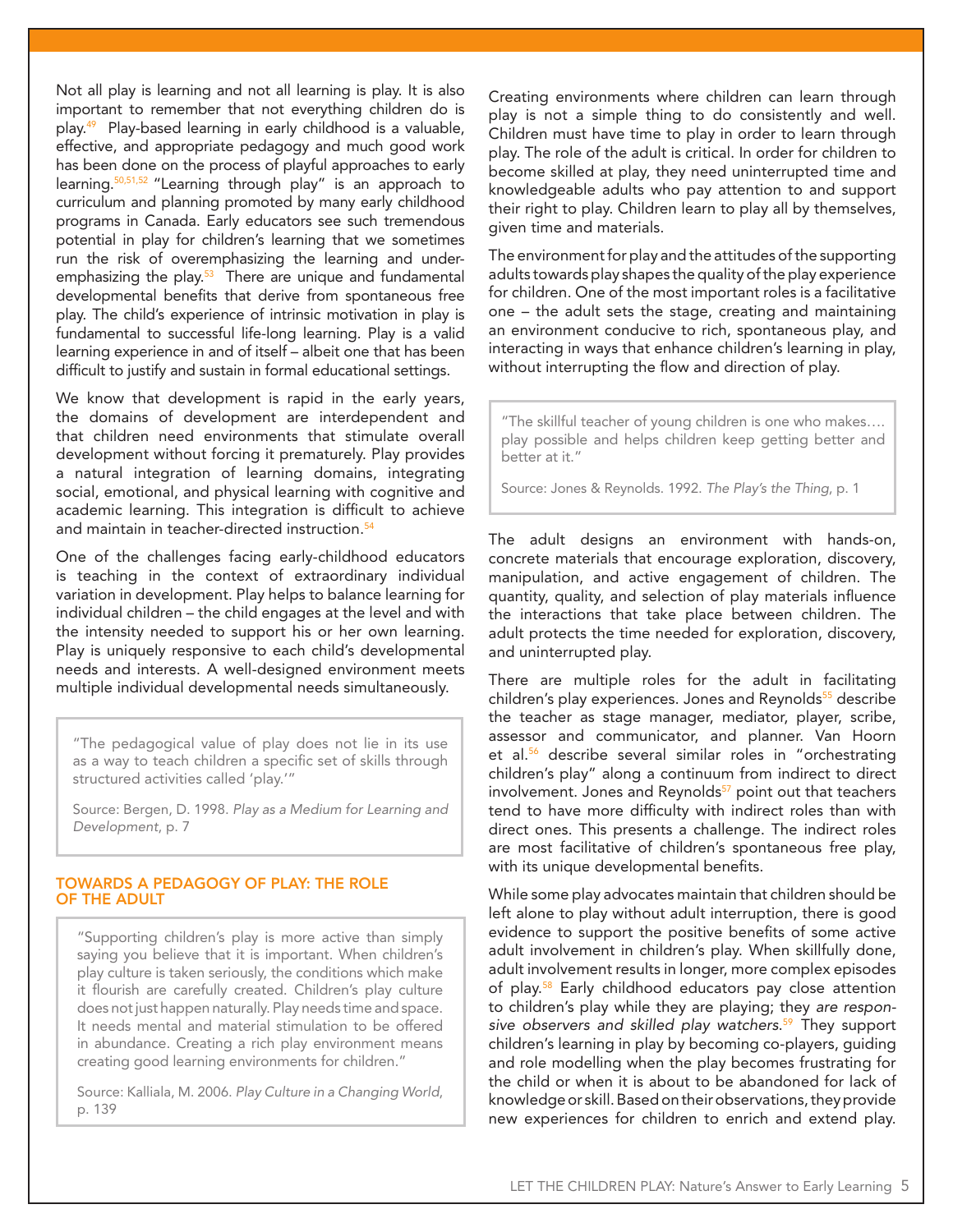Not all play is learning and not all learning is play. It is also important to remember that not everything children do is play.[49] Play-based learning in early childhood is a valuable, effective, and appropriate pedagogy and much good work has been done on the process of playful approaches to early learning.[50,51,52] "Learning through play" is an approach to curriculum and planning promoted by many early childhood programs in Canada. Early educators see such tremendous potential in play for children's learning that we sometimes run the risk of overemphasizing the learning and under-emphasizing the play.[53] There are unique and fundamental developmental benefits that derive from spontaneous free play. The child's experience of intrinsic motivation in play is fundamental to successful life-long learning. Play is a valid learning experience in and of itself – albeit one that has been difficult to justify and sustain in formal educational settings.

We know that development is rapid in the early years, the domains of development are interdependent and that children need environments that stimulate overall development without forcing it prematurely. Play provides a natural integration of learning domains, integrating social, emotional, and physical learning with cognitive and academic learning. This integration is difficult to achieve and maintain in teacher-directed instruction.[54]

One of the challenges facing early-childhood educators is teaching in the context of extraordinary individual variation in development. Play helps to balance learning for individual children – the child engages at the level and with the intensity needed to support his or her own learning. Play is uniquely responsive to each child's developmental needs and interests. A well-designed environment meets multiple individual developmental needs simultaneously.

> "The pedagogical value of play does not lie in its use as a way to teach children a specific set of skills through structured activities called 'play.'"
>
> Source: Bergen, D. 1998. *Play as a Medium for Learning and Development*, p. 7

## TOWARDS A PEDAGOGY OF PLAY: THE ROLE OF THE ADULT

> "Supporting children's play is more active than simply saying you believe that it is important. When children's play culture is taken seriously, the conditions which make it flourish are carefully created. Children's play culture does not just happen naturally. Play needs time and space. It needs mental and material stimulation to be offered in abundance. Creating a rich play environment means creating good learning environments for children."
>
> Source: Kalliala, M. 2006. *Play Culture in a Changing World*, p. 139

Creating environments where children can learn through play is not a simple thing to do consistently and well. Children must have time to play in order to learn through play. The role of the adult is critical. In order for children to become skilled at play, they need uninterrupted time and knowledgeable adults who pay attention to and support their right to play. Children learn to play all by themselves, given time and materials.

The environment for play and the attitudes of the supporting adults towards play shapes the quality of the play experience for children. One of the most important roles is a facilitative one – the adult sets the stage, creating and maintaining an environment conducive to rich, spontaneous play, and interacting in ways that enhance children's learning in play, without interrupting the flow and direction of play.

> "The skillful teacher of young children is one who makes…. play possible and helps children keep getting better and better at it."
>
> Source: Jones & Reynolds. 1992. *The Play's the Thing*, p. 1

The adult designs an environment with hands-on, concrete materials that encourage exploration, discovery, manipulation, and active engagement of children. The quantity, quality, and selection of play materials influence the interactions that take place between children. The adult protects the time needed for exploration, discovery, and uninterrupted play.

There are multiple roles for the adult in facilitating children's play experiences. Jones and Reynolds[55] describe the teacher as stage manager, mediator, player, scribe, assessor and communicator, and planner. Van Hoorn et al.[56] describe several similar roles in "orchestrating children's play" along a continuum from indirect to direct involvement. Jones and Reynolds[57] point out that teachers tend to have more difficulty with indirect roles than with direct ones. This presents a challenge. The indirect roles are most facilitative of children's spontaneous free play, with its unique developmental benefits.

While some play advocates maintain that children should be left alone to play without adult interruption, there is good evidence to support the positive benefits of some active adult involvement in children's play. When skillfully done, adult involvement results in longer, more complex episodes of play.[58] Early childhood educators pay close attention to children's play while they are playing; they *are responsive observers and skilled play watchers.*[59] They support children's learning in play by becoming co-players, guiding and role modelling when the play becomes frustrating for the child or when it is about to be abandoned for lack of knowledge or skill. Based on their observations, they provide new experiences for children to enrich and extend play.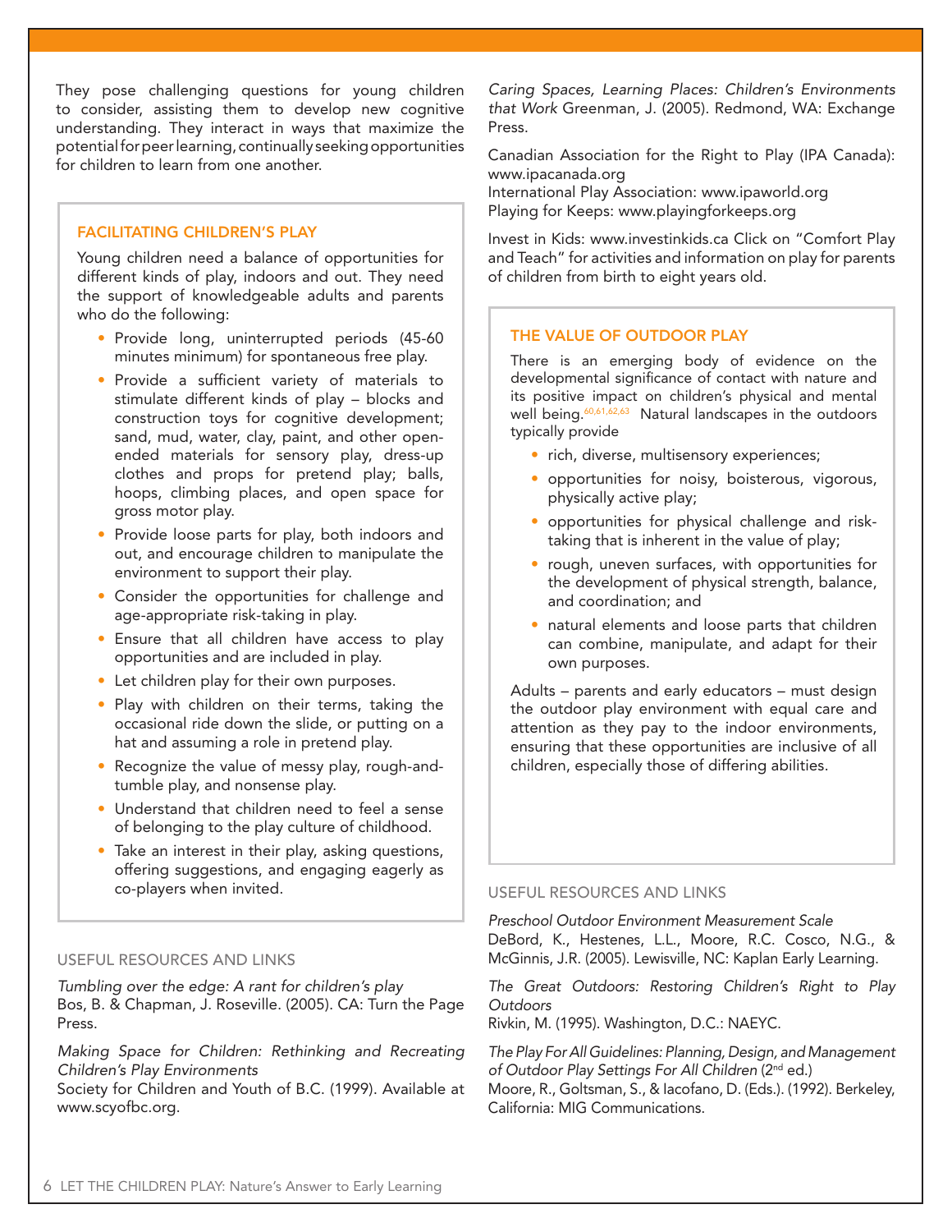They pose challenging questions for young children to consider, assisting them to develop new cognitive understanding. They interact in ways that maximize the potential for peer learning, continually seeking opportunities for children to learn from one another.

### FACILITATING CHILDREN'S PLAY

Young children need a balance of opportunities for different kinds of play, indoors and out. They need the support of knowledgeable adults and parents who do the following:

- Provide long, uninterrupted periods (45-60 minutes minimum) for spontaneous free play.
- Provide a sufficient variety of materials to stimulate different kinds of play – blocks and construction toys for cognitive development; sand, mud, water, clay, paint, and other open-ended materials for sensory play, dress-up clothes and props for pretend play; balls, hoops, climbing places, and open space for gross motor play.
- Provide loose parts for play, both indoors and out, and encourage children to manipulate the environment to support their play.
- Consider the opportunities for challenge and age-appropriate risk-taking in play.
- Ensure that all children have access to play opportunities and are included in play.
- Let children play for their own purposes.
- Play with children on their terms, taking the occasional ride down the slide, or putting on a hat and assuming a role in pretend play.
- Recognize the value of messy play, rough-and-tumble play, and nonsense play.
- Understand that children need to feel a sense of belonging to the play culture of childhood.
- Take an interest in their play, asking questions, offering suggestions, and engaging eagerly as co-players when invited.

### USEFUL RESOURCES AND LINKS

*Tumbling over the edge: A rant for children's play*
Bos, B. & Chapman, J. Roseville. (2005). CA: Turn the Page Press.

*Making Space for Children: Rethinking and Recreating Children's Play Environments*
Society for Children and Youth of B.C. (1999). Available at www.scyofbc.org.

*Caring Spaces, Learning Places: Children's Environments that Work* Greenman, J. (2005). Redmond, WA: Exchange Press.

Canadian Association for the Right to Play (IPA Canada): www.ipacanada.org
International Play Association: www.ipaworld.org
Playing for Keeps: www.playingforkeeps.org

Invest in Kids: www.investinkids.ca Click on "Comfort Play and Teach" for activities and information on play for parents of children from birth to eight years old.

### THE VALUE OF OUTDOOR PLAY

There is an emerging body of evidence on the developmental significance of contact with nature and its positive impact on children's physical and mental well being.[60,61,62,63] Natural landscapes in the outdoors typically provide

- rich, diverse, multisensory experiences;
- opportunities for noisy, boisterous, vigorous, physically active play;
- opportunities for physical challenge and risk-taking that is inherent in the value of play;
- rough, uneven surfaces, with opportunities for the development of physical strength, balance, and coordination; and
- natural elements and loose parts that children can combine, manipulate, and adapt for their own purposes.

Adults – parents and early educators – must design the outdoor play environment with equal care and attention as they pay to the indoor environments, ensuring that these opportunities are inclusive of all children, especially those of differing abilities.

### USEFUL RESOURCES AND LINKS

*Preschool Outdoor Environment Measurement Scale*
DeBord, K., Hestenes, L.L., Moore, R.C. Cosco, N.G., & McGinnis, J.R. (2005). Lewisville, NC: Kaplan Early Learning.

*The Great Outdoors: Restoring Children's Right to Play Outdoors*
Rivkin, M. (1995). Washington, D.C.: NAEYC.

*The Play For All Guidelines: Planning, Design, and Management of Outdoor Play Settings For All Children* (2nd ed.)
Moore, R., Goltsman, S., & Iacofano, D. (Eds.). (1992). Berkeley, California: MIG Communications.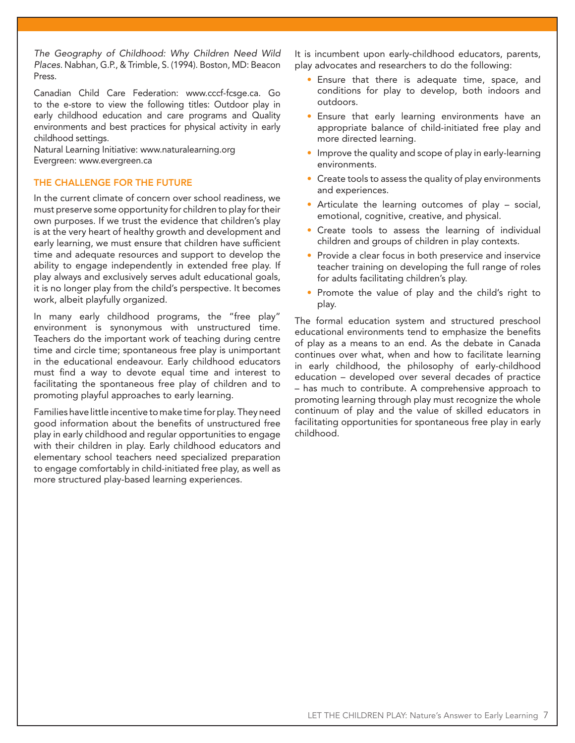*The Geography of Childhood: Why Children Need Wild Places.* Nabhan, G.P., & Trimble, S. (1994). Boston, MD: Beacon Press.

Canadian Child Care Federation: www.cccf-fcsge.ca. Go to the e-store to view the following titles: Outdoor play in early childhood education and care programs and Quality environments and best practices for physical activity in early childhood settings.

Natural Learning Initiative: www.naturalearning.org
Evergreen: www.evergreen.ca

## THE CHALLENGE FOR THE FUTURE

In the current climate of concern over school readiness, we must preserve some opportunity for children to play for their own purposes. If we trust the evidence that children's play is at the very heart of healthy growth and development and early learning, we must ensure that children have sufficient time and adequate resources and support to develop the ability to engage independently in extended free play. If play always and exclusively serves adult educational goals, it is no longer play from the child's perspective. It becomes work, albeit playfully organized.

In many early childhood programs, the "free play" environment is synonymous with unstructured time. Teachers do the important work of teaching during centre time and circle time; spontaneous free play is unimportant in the educational endeavour. Early childhood educators must find a way to devote equal time and interest to facilitating the spontaneous free play of children and to promoting playful approaches to early learning.

Families have little incentive to make time for play. They need good information about the benefits of unstructured free play in early childhood and regular opportunities to engage with their children in play. Early childhood educators and elementary school teachers need specialized preparation to engage comfortably in child-initiated free play, as well as more structured play-based learning experiences.

It is incumbent upon early-childhood educators, parents, play advocates and researchers to do the following:

- Ensure that there is adequate time, space, and conditions for play to develop, both indoors and outdoors.
- Ensure that early learning environments have an appropriate balance of child-initiated free play and more directed learning.
- Improve the quality and scope of play in early-learning environments.
- Create tools to assess the quality of play environments and experiences.
- Articulate the learning outcomes of play – social, emotional, cognitive, creative, and physical.
- Create tools to assess the learning of individual children and groups of children in play contexts.
- Provide a clear focus in both preservice and inservice teacher training on developing the full range of roles for adults facilitating children's play.
- Promote the value of play and the child's right to play.

The formal education system and structured preschool educational environments tend to emphasize the benefits of play as a means to an end. As the debate in Canada continues over what, when and how to facilitate learning in early childhood, the philosophy of early-childhood education – developed over several decades of practice – has much to contribute. A comprehensive approach to promoting learning through play must recognize the whole continuum of play and the value of skilled educators in facilitating opportunities for spontaneous free play in early childhood.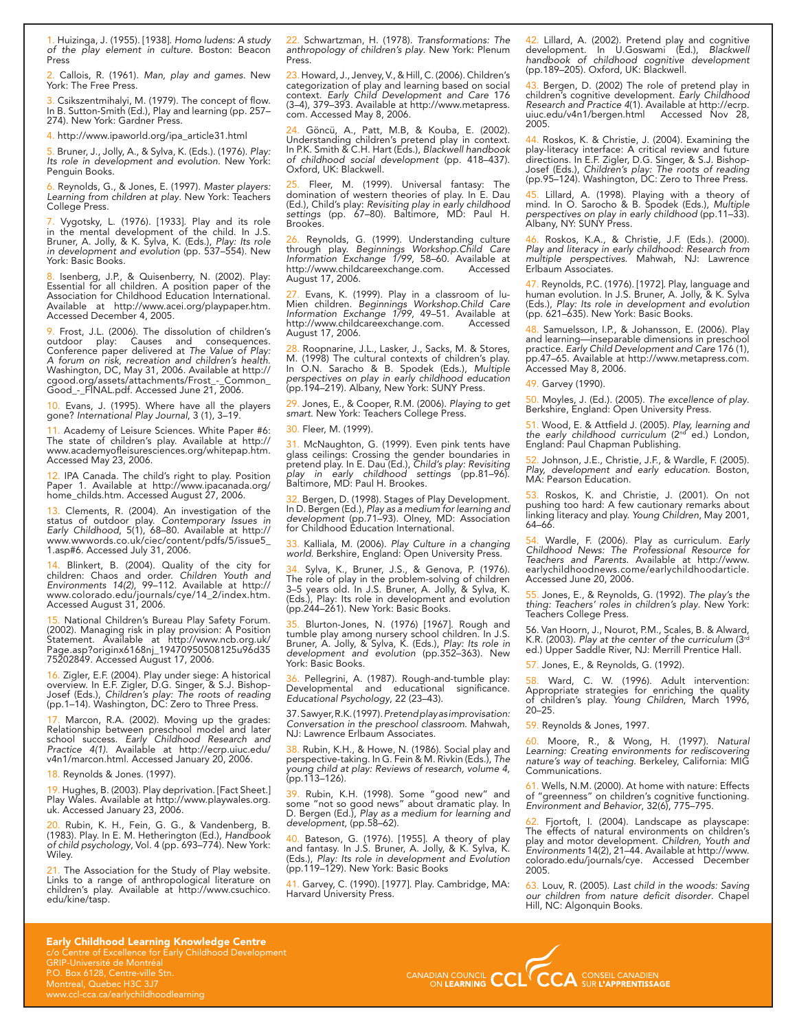1. Huizinga, J. (1955). [1938]. *Homo ludens: A study of the play element in culture.* Boston: Beacon Press

2. Callois, R. (1961). *Man, play and games.* New York: The Free Press.

3. Csikszentmihalyi, M. (1979). The concept of flow. In B. Sutton-Smith (Ed.), Play and learning (pp. 257–274). New York: Gardner Press.

4. http://www.ipaworld.org/ipa_article31.html

5. Bruner, J., Jolly, A., & Sylva, K. (Eds.). (1976). *Play: Its role in development and evolution.* New York: Penguin Books.

6. Reynolds, G., & Jones, E. (1997). *Master players: Learning from children at play.* New York: Teachers College Press.

7. Vygotsky, L. (1976). [1933]. Play and its role in the mental development of the child. In J.S. Bruner, A. Jolly, & K. Sylva, K. (Eds.), *Play: Its role in development and evolution* (pp. 537–554). New York: Basic Books.

8. Isenberg, J.P., & Quisenberry, N. (2002). Play: Essential for all children. A position paper of the Association for Childhood Education International. Available at http://www.acei.org/playpaper.htm. Accessed December 4, 2005.

9. Frost, J.L. (2006). The dissolution of children's outdoor play: Causes and consequences. Conference paper delivered at *The Value of Play: A forum on risk, recreation and children's health.* Washington, DC, May 31, 2006. Available at http://cgood.org/assets/attachments/Frost_-_Common_Good_-_FINAL.pdf. Accessed June 21, 2006.

10. Evans, J. (1995). Where have all the players gone? *International Play Journal*, 3 (1), 3–19.

11. Academy of Leisure Sciences. White Paper #6: The state of children's play. Available at http://www.academyofleisuresciences.org/whitepap.htm. Accessed May 23, 2006.

12. IPA Canada. The child's right to play. Position Paper 1. Available at http://www.ipacanada.org/home_childs.htm. Accessed August 27, 2006.

13. Clements, R. (2004). An investigation of the status of outdoor play. *Contemporary Issues in Early Childhood*, 5(1), 68–80. Available at http://www.wwwords.co.uk/ciec/content/pdfs/5/issue5_1.asp#6. Accessed July 31, 2006.

14. Blinkert, B. (2004). Quality of the city for children: Chaos and order. *Children Youth and Environments 14(2)*, 99–112. Available at http://www.colorado.edu/journals/cye/14_2/index.htm. Accessed August 31, 2006.

15. National Children's Bureau Play Safety Forum. (2002). Managing risk in play provision: A Position Statement. Available at http://www.ncb.org.uk/Page.asp?originx6168nj_19470950508125u96d3575202849. Accessed August 17, 2006.

16. Zigler, E.F. (2004). Play under siege: A historical overview. In E.F. Zigler, D.G. Singer, & S.J. Bishop-Josef (Eds.), *Children's play: The roots of reading* (pp.1–14). Washington, DC: Zero to Three Press.

17. Marcon, R.A. (2002). Moving up the grades: Relationship between preschool model and later school success. *Early Childhood Research and Practice 4(1).* Available at http://ecrp.uiuc.edu/v4n1/marcon.html. Accessed January 20, 2006.

18. Reynolds & Jones. (1997).

19. Hughes, B. (2003). Play deprivation. [Fact Sheet.] Play Wales. Available at http://www.playwales.org.uk. Accessed January 23, 2006.

20. Rubin, K. H., Fein, G. G., & Vandenberg, B. (1983). Play. In E. M. Hetherington (Ed.), *Handbook of child psychology*, Vol. 4 (pp. 693–774). New York: Wiley.

21. The Association for the Study of Play website. Links to a range of anthropological literature on children's play. Available at http://www.csuchico.edu/kine/tasp.

22. Schwartzman, H. (1978). *Transformations: The anthropology of children's play.* New York: Plenum Press.

23. Howard, J., Jenvey, V., & Hill, C. (2006). Children's categorization of play and learning based on social context. *Early Child Development and Care* 176 (3–4), 379–393. Available at http://www.metapress.com. Accessed May 8, 2006.

24. Göncü, A., Patt, M.B, & Kouba, E. (2002). Understanding children's pretend play in context. In P.K. Smith & C.H. Hart (Eds.), *Blackwell handbook of childhood social development* (pp. 418–437). Oxford, UK: Blackwell.

25. Fleer, M. (1999). Universal fantasy: The domination of western theories of play. In E. Dau (Ed.), Child's play: *Revisiting play in early childhood settings* (pp. 67–80). Baltimore, MD: Paul H. Brookes.

26. Reynolds, G. (1999). Understanding culture through play. *Beginnings Workshop.Child Care Information Exchange 1/99*, 58–60. Available at http://www.childcareexchange.com. Accessed August 17, 2006.

27. Evans, K. (1999). Play in a classroom of lu-Mien children. *Beginnings Workshop.Child Care Information Exchange 1/99*, 49–51. Available at http://www.childcareexchange.com. Accessed August 17, 2006.

28. Roopnarine, J.L., Lasker, J., Sacks, M. & Stores, M. (1998) The cultural contexts of children's play. In O.N. Saracho & B. Spodek (Eds.), *Multiple perspectives on play in early childhood education* (pp.194–219). Albany, New York: SUNY Press.

29. Jones, E., & Cooper, R.M. (2006). *Playing to get smart.* New York: Teachers College Press.

30. Fleer, M. (1999).

31. McNaughton, G. (1999). Even pink tents have glass ceilings: Crossing the gender boundaries in pretend play. In E. Dau (Ed.), *Child's play: Revisiting play in early childhood settings* (pp.81–96). Baltimore, MD: Paul H. Brookes.

32. Bergen, D. (1998). Stages of Play Development. In D. Bergen (Ed.), *Play as a medium for learning and development* (pp.71–93). Olney, MD: Association for Childhood Education International.

33. Kalliala, M. (2006). *Play Culture in a changing world.* Berkshire, England: Open University Press.

34. Sylva, K., Bruner, J.S., & Genova, P. (1976). The role of play in the problem-solving of children 3–5 years old. In J.S. Bruner, A. Jolly, & Sylva, K. (Eds.), Play: Its role in development and evolution (pp.244–261). New York: Basic Books.

35. Blurton-Jones, N. (1976) [1967]. Rough and tumble play among nursery school children. In J.S. Bruner, A. Jolly, & Sylva, K. (Eds.), *Play: Its role in development and evolution* (pp.352–363). New York: Basic Books.

36. Pellegrini, A. (1987). Rough-and-tumble play: Developmental and educational significance. *Educational Psychology*, 22 (23–43).

37. Sawyer, R.K. (1997). *Pretend play as improvisation: Conversation in the preschool classroom.* Mahwah, NJ: Lawrence Erlbaum Associates.

38. Rubin, K.H., & Howe, N. (1986). Social play and perspective-taking. In G. Fein & M. Rivkin (Eds.), *The young child at play: Reviews of research, volume 4*, (pp.113–126).

39. Rubin, K.H. (1998). Some "good new" and some "not so good news" about dramatic play. In D. Bergen (Ed.), *Play as a medium for learning and development*, (pp.58–62).

40. Bateson, G. (1976). [1955]. A theory of play and fantasy. In J.S. Bruner, A. Jolly, & K. Sylva, K. (Eds.), *Play: Its role in development and Evolution* (pp.119–129). New York: Basic Books

41. Garvey, C. (1990). [1977]. Play. Cambridge, MA: Harvard University Press.

42. Lillard, A. (2002). Pretend play and cognitive development. In U.Goswami (Ed.), *Blackwell handbook of childhood cognitive development* (pp.189–205). Oxford, UK: Blackwell.

43. Bergen, D. (2002) The role of pretend play in children's cognitive development. *Early Childhood Research and Practice 4*(1). Available at http://ecrp.uiuc.edu/v4n1/bergen.html Accessed Nov 28, 2005.

44. Roskos, K. & Christie, J. (2004). Examining the play-literacy interface: A critical review and future directions. In E.F. Zigler, D.G. Singer, & S.J. Bishop-Josef (Eds.), *Children's play: The roots of reading* (pp.95–124). Washington, DC: Zero to Three Press.

45. Lillard, A. (1998). Playing with a theory of mind. In O. Sarocho & B. Spodek (Eds.), *Multiple perspectives on play in early childhood* (pp.11–33). Albany, NY: SUNY Press.

46. Roskos, K.A., & Christie, J.F. (Eds.). (2000). *Play and literacy in early childhood: Research from multiple perspectives.* Mahwah, NJ: Lawrence Erlbaum Associates.

47. Reynolds, P.C. (1976). [1972]. Play, language and human evolution. In J.S. Bruner, A. Jolly, & K. Sylva (Eds.), *Play: Its role in development and evolution* (pp. 621–635). New York: Basic Books.

48. Samuelsson, I.P., & Johansson, E. (2006). Play and learning—inseparable dimensions in preschool practice. *Early Child Development and Care* 176 (1), pp.47–65. Available at http://www.metapress.com. Accessed May 8, 2006.

49. Garvey (1990).

50. Moyles, J. (Ed.). (2005). *The excellence of play.* Berkshire, England: Open University Press.

51. Wood, E. & Attfield J. (2005). *Play, learning and the early childhood curriculum* (2nd ed.) London, England: Paul Chapman Publishing.

52. Johnson, J.E., Christie, J.F., & Wardle, F. (2005). *Play, development and early education.* Boston, MA: Pearson Education.

53. Roskos, K. and Christie, J. (2001). On not pushing too hard: A few cautionary remarks about linking literacy and play. *Young Children*, May 2001, 64–66.

54. Wardle, F. (2006). Play as curriculum. *Early Childhood News: The Professional Resource for Teachers and Parents.* Available at http://www.earlychildhoodnews.come/earlychildhoodarticle. Accessed June 20, 2006.

55. Jones, E., & Reynolds, G. (1992). *The play's the thing: Teachers' roles in children's play.* New York: Teachers College Press.

56. Van Hoorn, J., Nourot, P.M., Scales, B. & Alward, K.R. (2003). *Play at the center of the curriculum* (3rd ed.) Upper Saddle River, NJ: Merrill Prentice Hall.

57. Jones, E., & Reynolds, G. (1992).

58. Ward, C. W. (1996). Adult intervention: Appropriate strategies for enriching the quality of children's play. *Young Children*, March 1996, 20–25.

59. Reynolds & Jones, 1997.

60. Moore, R., & Wong, H. (1997). *Natural Learning: Creating environments for rediscovering nature's way of teaching.* Berkeley, California: MIG Communications.

61. Wells, N.M. (2000). At home with nature: Effects of "greenness" on children's cognitive functioning. *Environment and Behavior*, 32(6), 775–795.

62. Fjortoft, I. (2004). Landscape as playscape: The effects of natural environments on children's play and motor development. *Children, Youth and Environments* 14(2), 21–44. Available at http://www.colorado.edu/journals/cye. Accessed December 2005.

63. Louv, R. (2005). *Last child in the woods: Saving our children from nature deficit disorder.* Chapel Hill, NC: Algonquin Books.

**Early Childhood Learning Knowledge Centre**
c/o Centre of Excellence for Early Childhood Development
GRIP-Université de Montréal
P.O. Box 6128, Centre-ville Stn.
Montreal, Quebec H3C 3J7
www.ccl-cca.ca/earlychildhoodlearning

CANADIAN COUNCIL ON LEARNING CCL CCA CONSEIL CANADIEN SUR L'APPRENTISSAGE